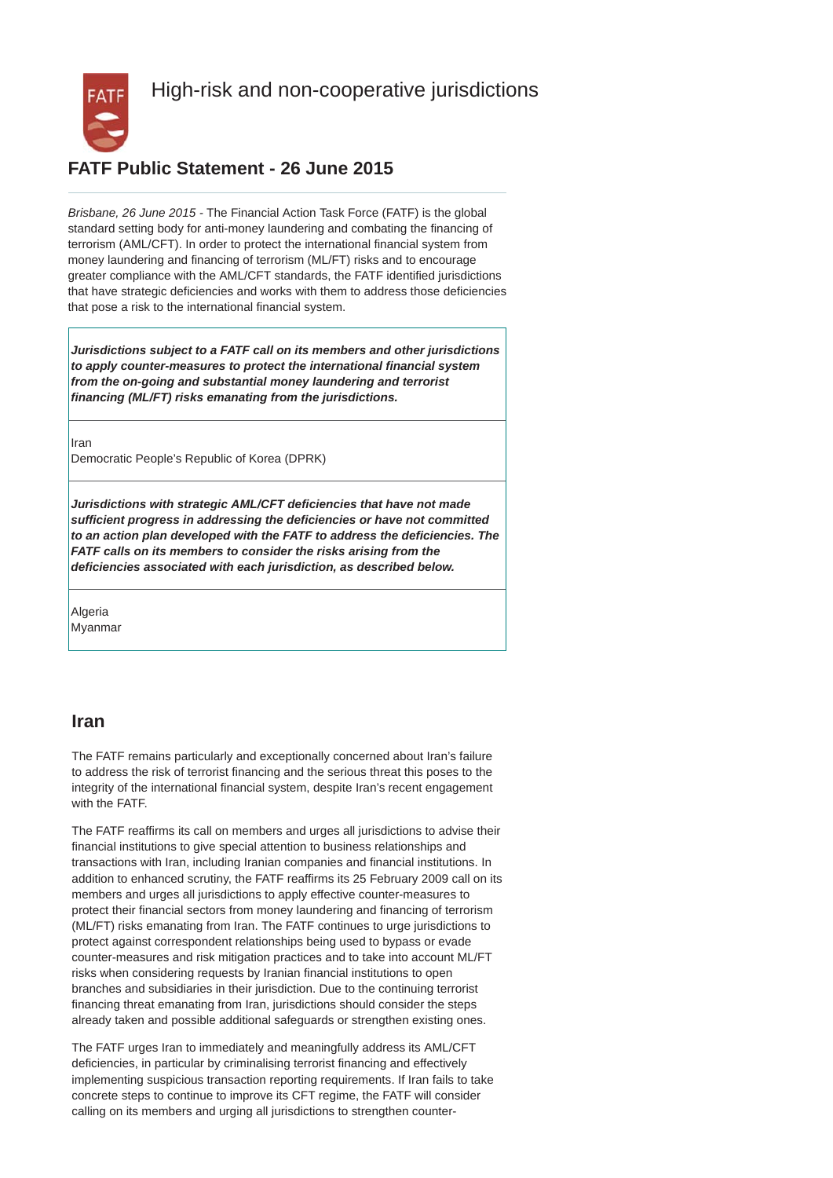# High-risk and non-cooperative jurisdictions

## FATF Public Statement - 26 June 2015

*Brisbane, 26 June 2015* - The Financial Action Task Force (FATF) is the global standard setting body for anti-money laundering and combating the financing of terrorism (AML/CFT). In order to protect the international financial system from money laundering and financing of terrorism (ML/FT) risks and to encourage greater compliance with the AML/CFT standards, the FATF identified jurisdictions that have strategic deficiencies and works with them to address those deficiencies that pose a risk to the international financial system.

| ***Jurisdictions subject to a FATF call on its members and other jurisdictions to apply counter-measures to protect the international financial system from the on-going and substantial money laundering and terrorist financing (ML/FT) risks emanating from the jurisdictions.*** |
|---|
| Iran<br>Democratic People's Republic of Korea (DPRK) |
| ***Jurisdictions with strategic AML/CFT deficiencies that have not made sufficient progress in addressing the deficiencies or have not committed to an action plan developed with the FATF to address the deficiencies. The FATF calls on its members to consider the risks arising from the deficiencies associated with each jurisdiction, as described below.*** |
| Algeria<br>Myanmar |

## Iran

The FATF remains particularly and exceptionally concerned about Iran's failure to address the risk of terrorist financing and the serious threat this poses to the integrity of the international financial system, despite Iran's recent engagement with the FATF.

The FATF reaffirms its call on members and urges all jurisdictions to advise their financial institutions to give special attention to business relationships and transactions with Iran, including Iranian companies and financial institutions. In addition to enhanced scrutiny, the FATF reaffirms its 25 February 2009 call on its members and urges all jurisdictions to apply effective counter-measures to protect their financial sectors from money laundering and financing of terrorism (ML/FT) risks emanating from Iran. The FATF continues to urge jurisdictions to protect against correspondent relationships being used to bypass or evade counter-measures and risk mitigation practices and to take into account ML/FT risks when considering requests by Iranian financial institutions to open branches and subsidiaries in their jurisdiction. Due to the continuing terrorist financing threat emanating from Iran, jurisdictions should consider the steps already taken and possible additional safeguards or strengthen existing ones.

The FATF urges Iran to immediately and meaningfully address its AML/CFT deficiencies, in particular by criminalising terrorist financing and effectively implementing suspicious transaction reporting requirements. If Iran fails to take concrete steps to continue to improve its CFT regime, the FATF will consider calling on its members and urging all jurisdictions to strengthen counter-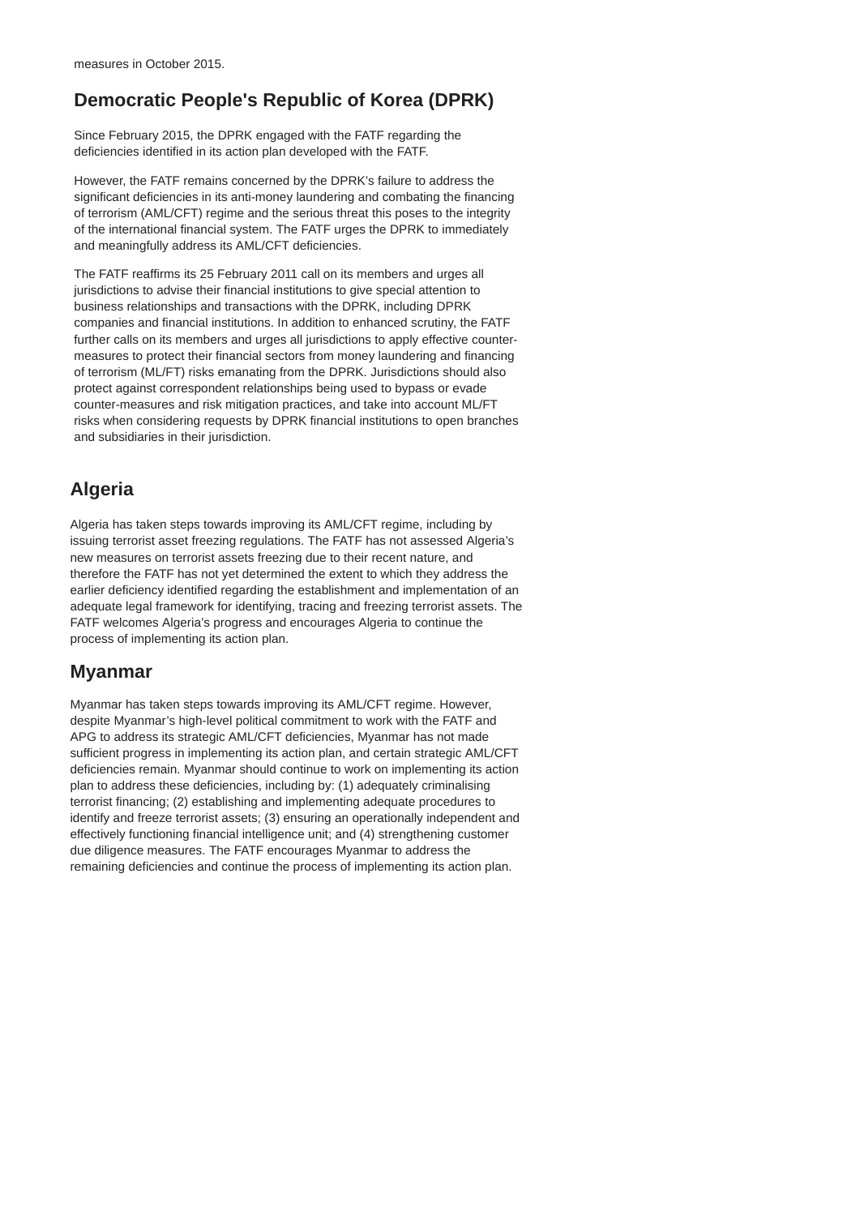measures in October 2015.

## Democratic People's Republic of Korea (DPRK)

Since February 2015, the DPRK engaged with the FATF regarding the deficiencies identified in its action plan developed with the FATF.

However, the FATF remains concerned by the DPRK's failure to address the significant deficiencies in its anti-money laundering and combating the financing of terrorism (AML/CFT) regime and the serious threat this poses to the integrity of the international financial system. The FATF urges the DPRK to immediately and meaningfully address its AML/CFT deficiencies.

The FATF reaffirms its 25 February 2011 call on its members and urges all jurisdictions to advise their financial institutions to give special attention to business relationships and transactions with the DPRK, including DPRK companies and financial institutions. In addition to enhanced scrutiny, the FATF further calls on its members and urges all jurisdictions to apply effective counter-measures to protect their financial sectors from money laundering and financing of terrorism (ML/FT) risks emanating from the DPRK. Jurisdictions should also protect against correspondent relationships being used to bypass or evade counter-measures and risk mitigation practices, and take into account ML/FT risks when considering requests by DPRK financial institutions to open branches and subsidiaries in their jurisdiction.

## Algeria

Algeria has taken steps towards improving its AML/CFT regime, including by issuing terrorist asset freezing regulations. The FATF has not assessed Algeria’s new measures on terrorist assets freezing due to their recent nature, and therefore the FATF has not yet determined the extent to which they address the earlier deficiency identified regarding the establishment and implementation of an adequate legal framework for identifying, tracing and freezing terrorist assets. The FATF welcomes Algeria’s progress and encourages Algeria to continue the process of implementing its action plan.

## Myanmar

Myanmar has taken steps towards improving its AML/CFT regime. However, despite Myanmar’s high-level political commitment to work with the FATF and APG to address its strategic AML/CFT deficiencies, Myanmar has not made sufficient progress in implementing its action plan, and certain strategic AML/CFT deficiencies remain. Myanmar should continue to work on implementing its action plan to address these deficiencies, including by: (1) adequately criminalising terrorist financing; (2) establishing and implementing adequate procedures to identify and freeze terrorist assets; (3) ensuring an operationally independent and effectively functioning financial intelligence unit; and (4) strengthening customer due diligence measures. The FATF encourages Myanmar to address the remaining deficiencies and continue the process of implementing its action plan.